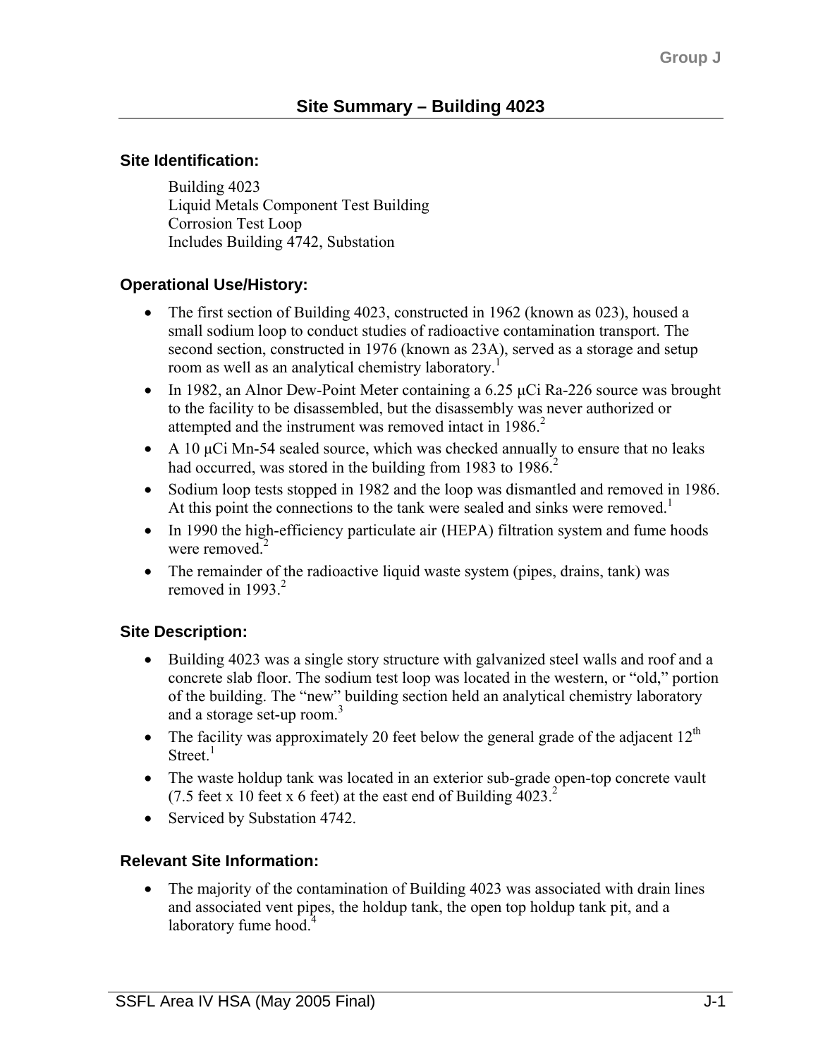# Site Summary – Building 4023

## Site Identification:

Building 4023
Liquid Metals Component Test Building
Corrosion Test Loop
Includes Building 4742, Substation

## Operational Use/History:

- The first section of Building 4023, constructed in 1962 (known as 023), housed a small sodium loop to conduct studies of radioactive contamination transport. The second section, constructed in 1976 (known as 23A), served as a storage and setup room as well as an analytical chemistry laboratory.[1]
- In 1982, an Alnor Dew-Point Meter containing a 6.25 μCi Ra-226 source was brought to the facility to be disassembled, but the disassembly was never authorized or attempted and the instrument was removed intact in 1986.[2]
- A 10 μCi Mn-54 sealed source, which was checked annually to ensure that no leaks had occurred, was stored in the building from 1983 to 1986.[2]
- Sodium loop tests stopped in 1982 and the loop was dismantled and removed in 1986. At this point the connections to the tank were sealed and sinks were removed.[1]
- In 1990 the high-efficiency particulate air (HEPA) filtration system and fume hoods were removed.[2]
- The remainder of the radioactive liquid waste system (pipes, drains, tank) was removed in 1993.[2]

## Site Description:

- Building 4023 was a single story structure with galvanized steel walls and roof and a concrete slab floor. The sodium test loop was located in the western, or "old," portion of the building. The "new" building section held an analytical chemistry laboratory and a storage set-up room.[3]
- The facility was approximately 20 feet below the general grade of the adjacent 12th Street.[1]
- The waste holdup tank was located in an exterior sub-grade open-top concrete vault (7.5 feet x 10 feet x 6 feet) at the east end of Building 4023.[2]
- Serviced by Substation 4742.

## Relevant Site Information:

- The majority of the contamination of Building 4023 was associated with drain lines and associated vent pipes, the holdup tank, the open top holdup tank pit, and a laboratory fume hood.[4]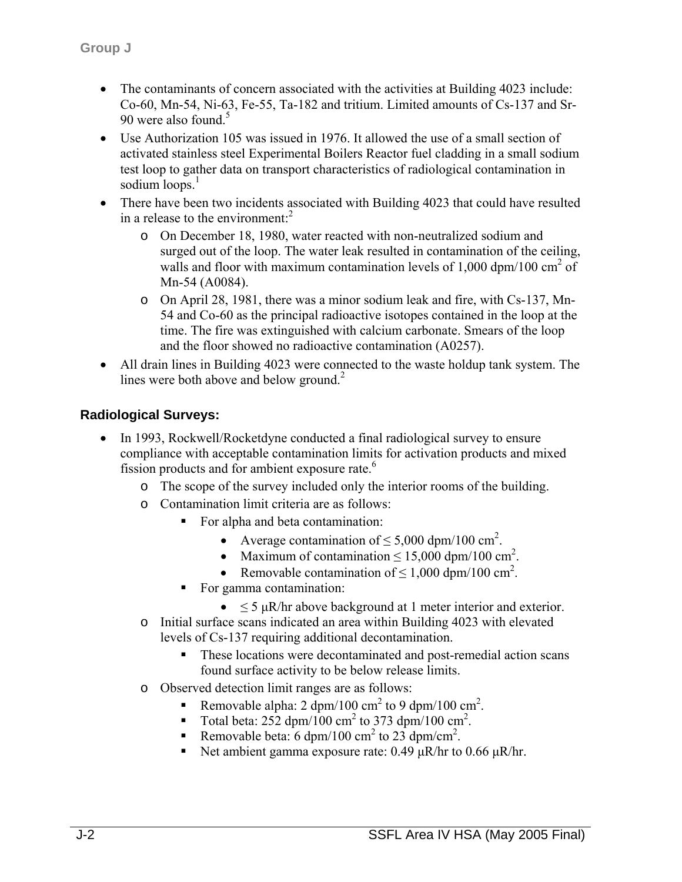- The contaminants of concern associated with the activities at Building 4023 include: Co-60, Mn-54, Ni-63, Fe-55, Ta-182 and tritium. Limited amounts of Cs-137 and Sr-90 were also found.[5]
- Use Authorization 105 was issued in 1976. It allowed the use of a small section of activated stainless steel Experimental Boilers Reactor fuel cladding in a small sodium test loop to gather data on transport characteristics of radiological contamination in sodium loops.[1]
- There have been two incidents associated with Building 4023 that could have resulted in a release to the environment:[2]
  - On December 18, 1980, water reacted with non-neutralized sodium and surged out of the loop. The water leak resulted in contamination of the ceiling, walls and floor with maximum contamination levels of 1,000 dpm/100 $cm^2$ of Mn-54 (A0084).
  - On April 28, 1981, there was a minor sodium leak and fire, with Cs-137, Mn-54 and Co-60 as the principal radioactive isotopes contained in the loop at the time. The fire was extinguished with calcium carbonate. Smears of the loop and the floor showed no radioactive contamination (A0257).
- All drain lines in Building 4023 were connected to the waste holdup tank system. The lines were both above and below ground.[2]

### Radiological Surveys:

- In 1993, Rockwell/Rocketdyne conducted a final radiological survey to ensure compliance with acceptable contamination limits for activation products and mixed fission products and for ambient exposure rate.[6]
  - The scope of the survey included only the interior rooms of the building.
  - Contamination limit criteria are as follows:
    - For alpha and beta contamination:
      - Average contamination of ≤ 5,000 dpm/100 $cm^2$.
      - Maximum of contamination ≤ 15,000 dpm/100 $cm^2$.
      - Removable contamination of ≤ 1,000 dpm/100 $cm^2$.
    - For gamma contamination:
      - ≤ 5 μR/hr above background at 1 meter interior and exterior.
  - Initial surface scans indicated an area within Building 4023 with elevated levels of Cs-137 requiring additional decontamination.
    - These locations were decontaminated and post-remedial action scans found surface activity to be below release limits.
  - Observed detection limit ranges are as follows:
    - Removable alpha: 2 dpm/100 $cm^2$ to 9 dpm/100 $cm^2$.
    - Total beta: 252 dpm/100 $cm^2$ to 373 dpm/100 $cm^2$.
    - Removable beta: 6 dpm/100 $cm^2$ to 23 dpm/$cm^2$.
    - Net ambient gamma exposure rate: 0.49 μR/hr to 0.66 μR/hr.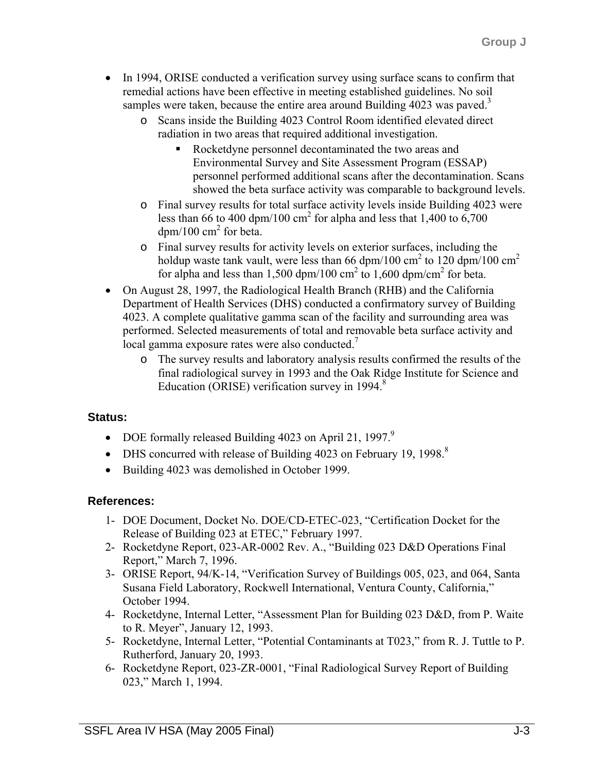- In 1994, ORISE conducted a verification survey using surface scans to confirm that remedial actions have been effective in meeting established guidelines. No soil samples were taken, because the entire area around Building 4023 was paved.[3]
  - Scans inside the Building 4023 Control Room identified elevated direct radiation in two areas that required additional investigation.
    - Rocketdyne personnel decontaminated the two areas and Environmental Survey and Site Assessment Program (ESSAP) personnel performed additional scans after the decontamination. Scans showed the beta surface activity was comparable to background levels.
  - Final survey results for total surface activity levels inside Building 4023 were less than 66 to 400 dpm/100 $cm^2$ for alpha and less that 1,400 to 6,700 dpm/100 $cm^2$ for beta.
  - Final survey results for activity levels on exterior surfaces, including the holdup waste tank vault, were less than 66 dpm/100 $cm^2$ to 120 dpm/100 $cm^2$ for alpha and less than 1,500 dpm/100 $cm^2$ to 1,600 dpm/$cm^2$ for beta.
- On August 28, 1997, the Radiological Health Branch (RHB) and the California Department of Health Services (DHS) conducted a confirmatory survey of Building 4023. A complete qualitative gamma scan of the facility and surrounding area was performed. Selected measurements of total and removable beta surface activity and local gamma exposure rates were also conducted.[7]
  - The survey results and laboratory analysis results confirmed the results of the final radiological survey in 1993 and the Oak Ridge Institute for Science and Education (ORISE) verification survey in 1994.[8]

### Status:

- DOE formally released Building 4023 on April 21, 1997.[9]
- DHS concurred with release of Building 4023 on February 19, 1998.[8]
- Building 4023 was demolished in October 1999.

### References:

1- DOE Document, Docket No. DOE/CD-ETEC-023, "Certification Docket for the Release of Building 023 at ETEC," February 1997.

2- Rocketdyne Report, 023-AR-0002 Rev. A., "Building 023 D&D Operations Final Report," March 7, 1996.

3- ORISE Report, 94/K-14, "Verification Survey of Buildings 005, 023, and 064, Santa Susana Field Laboratory, Rockwell International, Ventura County, California," October 1994.

4- Rocketdyne, Internal Letter, "Assessment Plan for Building 023 D&D, from P. Waite to R. Meyer", January 12, 1993.

5- Rocketdyne, Internal Letter, "Potential Contaminants at T023," from R. J. Tuttle to P. Rutherford, January 20, 1993.

6- Rocketdyne Report, 023-ZR-0001, "Final Radiological Survey Report of Building 023," March 1, 1994.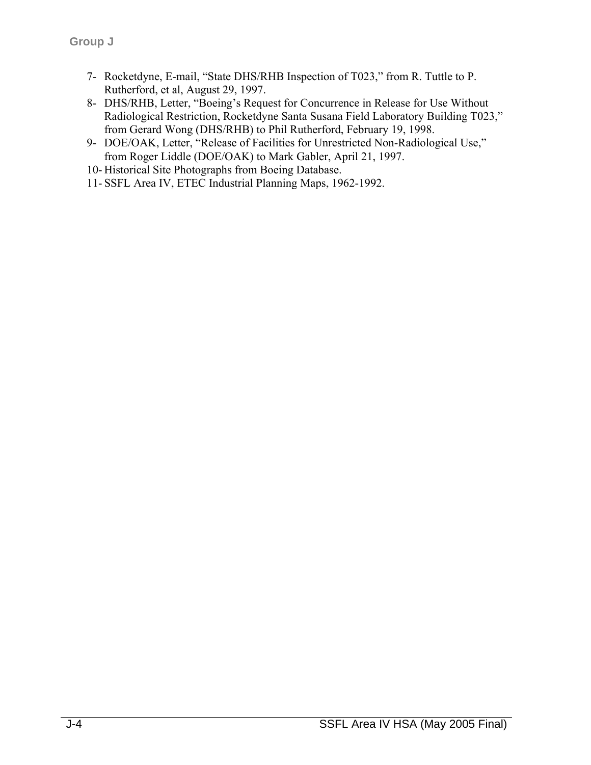7- Rocketdyne, E-mail, “State DHS/RHB Inspection of T023,” from R. Tuttle to P. Rutherford, et al, August 29, 1997.
8- DHS/RHB, Letter, “Boeing’s Request for Concurrence in Release for Use Without Radiological Restriction, Rocketdyne Santa Susana Field Laboratory Building T023,” from Gerard Wong (DHS/RHB) to Phil Rutherford, February 19, 1998.
9- DOE/OAK, Letter, “Release of Facilities for Unrestricted Non-Radiological Use,” from Roger Liddle (DOE/OAK) to Mark Gabler, April 21, 1997.
10- Historical Site Photographs from Boeing Database.
11- SSFL Area IV, ETEC Industrial Planning Maps, 1962-1992.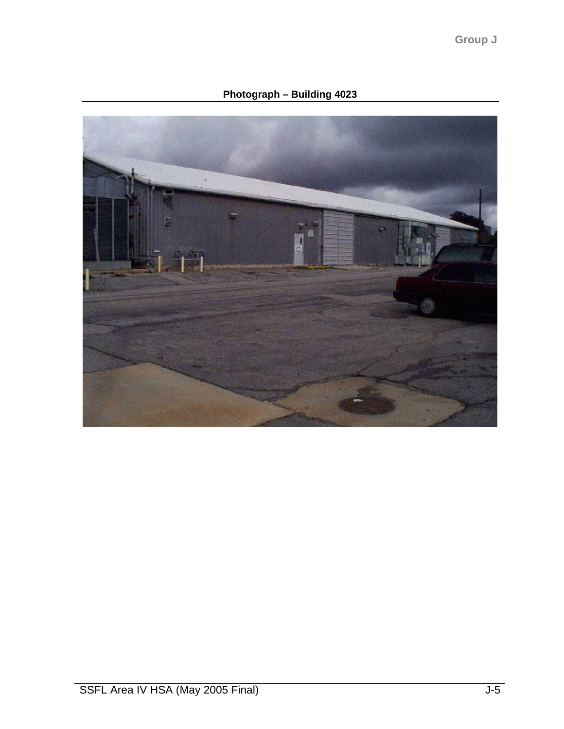**Photograph – Building 4023**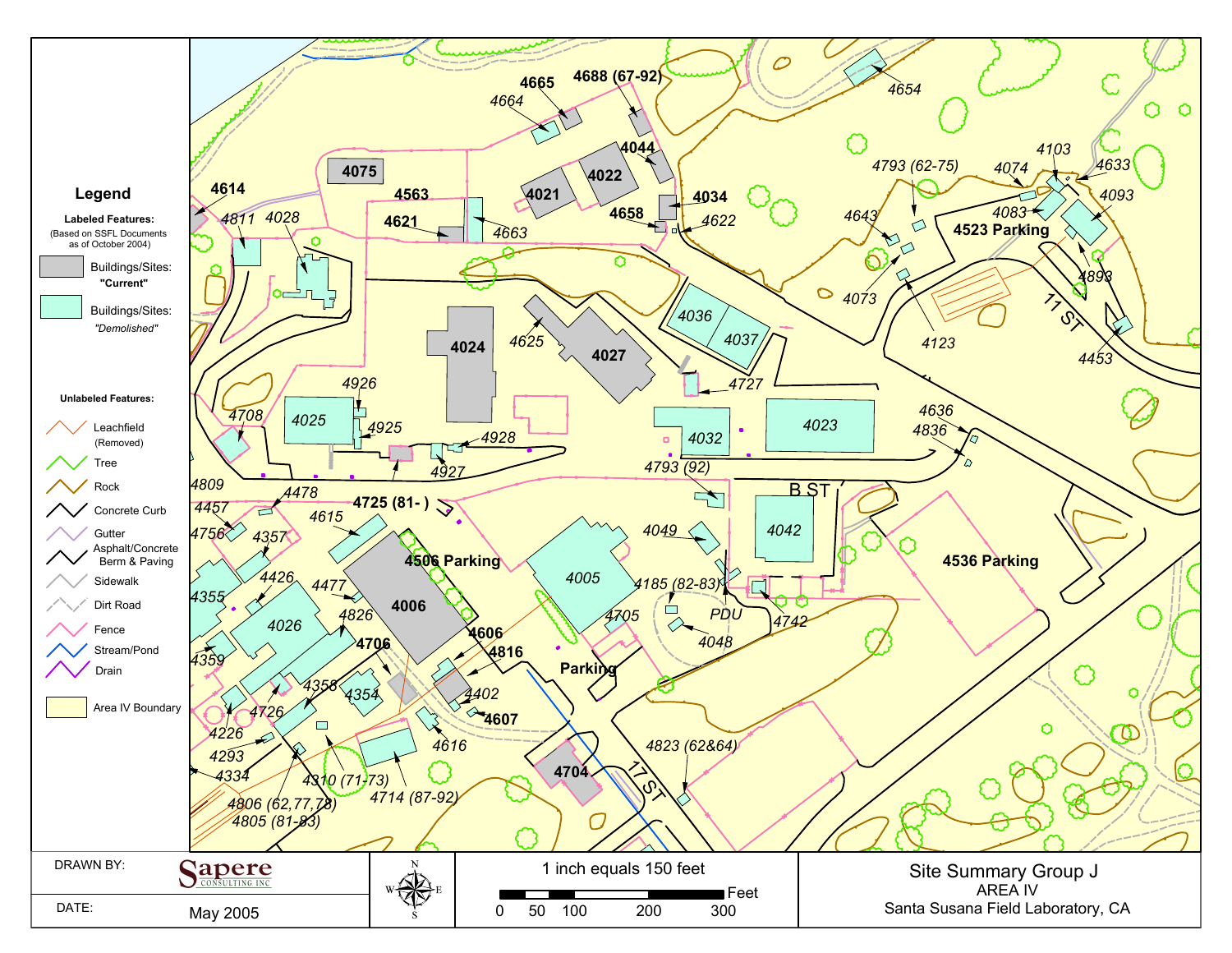## Legend

**Labeled Features:**
(Based on SSFL Documents as of October 2004)

Buildings/Sites: **"Current"**

Buildings/Sites: *"Demolished"*

**Unlabeled Features:**

- Leachfield (Removed)
- Tree
- Rock
- Concrete Curb
- Gutter
- Asphalt/Concrete Berm & Paving
- Sidewalk
- Dirt Road
- Fence
- Stream/Pond
- Drain
- Area IV Boundary

**4665** **4688 (67-92)** *4664* *4654* **4044** **4022** **4021** **4075** **4034** **4614** *4811* *4028* **4563** **4621** *4663* **4658** *4622* *4793 (62-75)* *4074* *4103* *4633* *4643* *4083* *4093* **4523 Parking** *4893* *4073* *4123* *4453* 11 ST *4036* *4037* **4024** *4625* **4027** *4727* *4926* *4708* *4025* *4925* *4928* *4927* *4032* *4023* *4636* *4836* *4793 (92)* *4809* *4478* **4725 (81- )** B ST *4457* *4615* *4756* *4357* **4506 Parking** *4005* *4049* *4042* **4536 Parking** *4426* *4477* **4006** *4185 (82-83)* *4355* *4826* *PDU* *4742* *4026* *4705* *4048* *4359* **4706** **4606** **4816** **Parking** *4358* *4354* *4402* *4726* **4607** *4226* *4616* *4293* *4823 (62&64)* **4704** *4334* *4310 (71-73)* 17 ST *4806 (62,77,78)* *4714 (87-92)* *4805 (81-83)*

DRAWN BY: Sapere CONSULTING INC

DATE: May 2005

1 inch equals 150 feet

0 50 100 200 300 Feet

Site Summary Group J
AREA IV
Santa Susana Field Laboratory, CA